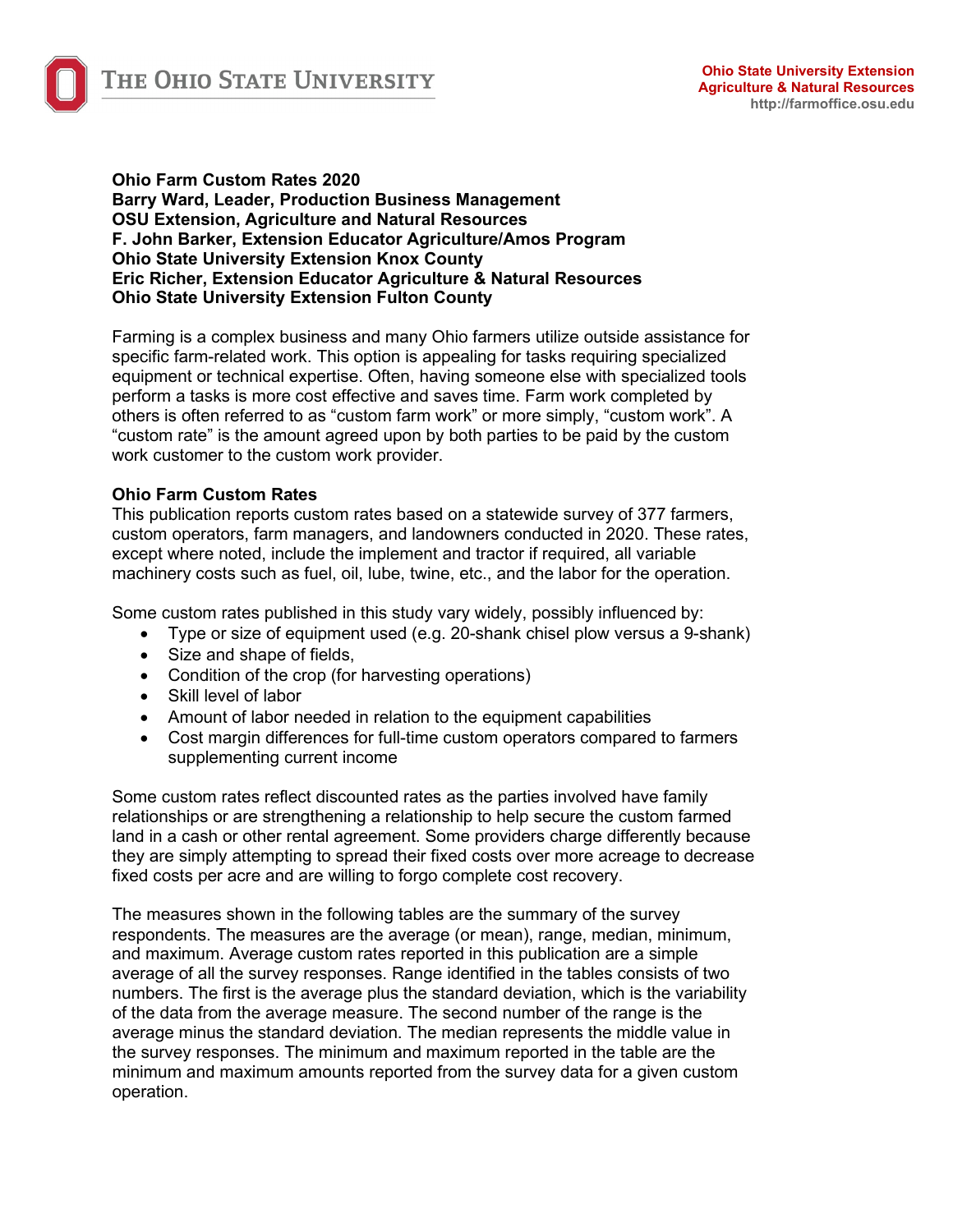**Ohio Farm Custom Rates 2020**
**Barry Ward, Leader, Production Business Management**
**OSU Extension, Agriculture and Natural Resources**
**F. John Barker, Extension Educator Agriculture/Amos Program**
**Ohio State University Extension Knox County**
**Eric Richer, Extension Educator Agriculture & Natural Resources**
**Ohio State University Extension Fulton County**

Farming is a complex business and many Ohio farmers utilize outside assistance for specific farm-related work. This option is appealing for tasks requiring specialized equipment or technical expertise. Often, having someone else with specialized tools perform a tasks is more cost effective and saves time. Farm work completed by others is often referred to as "custom farm work" or more simply, "custom work". A "custom rate" is the amount agreed upon by both parties to be paid by the custom work customer to the custom work provider.

## Ohio Farm Custom Rates

This publication reports custom rates based on a statewide survey of 377 farmers, custom operators, farm managers, and landowners conducted in 2020. These rates, except where noted, include the implement and tractor if required, all variable machinery costs such as fuel, oil, lube, twine, etc., and the labor for the operation.

Some custom rates published in this study vary widely, possibly influenced by:

- Type or size of equipment used (e.g. 20-shank chisel plow versus a 9-shank)
- Size and shape of fields,
- Condition of the crop (for harvesting operations)
- Skill level of labor
- Amount of labor needed in relation to the equipment capabilities
- Cost margin differences for full-time custom operators compared to farmers supplementing current income

Some custom rates reflect discounted rates as the parties involved have family relationships or are strengthening a relationship to help secure the custom farmed land in a cash or other rental agreement. Some providers charge differently because they are simply attempting to spread their fixed costs over more acreage to decrease fixed costs per acre and are willing to forgo complete cost recovery.

The measures shown in the following tables are the summary of the survey respondents. The measures are the average (or mean), range, median, minimum, and maximum. Average custom rates reported in this publication are a simple average of all the survey responses. Range identified in the tables consists of two numbers. The first is the average plus the standard deviation, which is the variability of the data from the average measure. The second number of the range is the average minus the standard deviation. The median represents the middle value in the survey responses. The minimum and maximum reported in the table are the minimum and maximum amounts reported from the survey data for a given custom operation.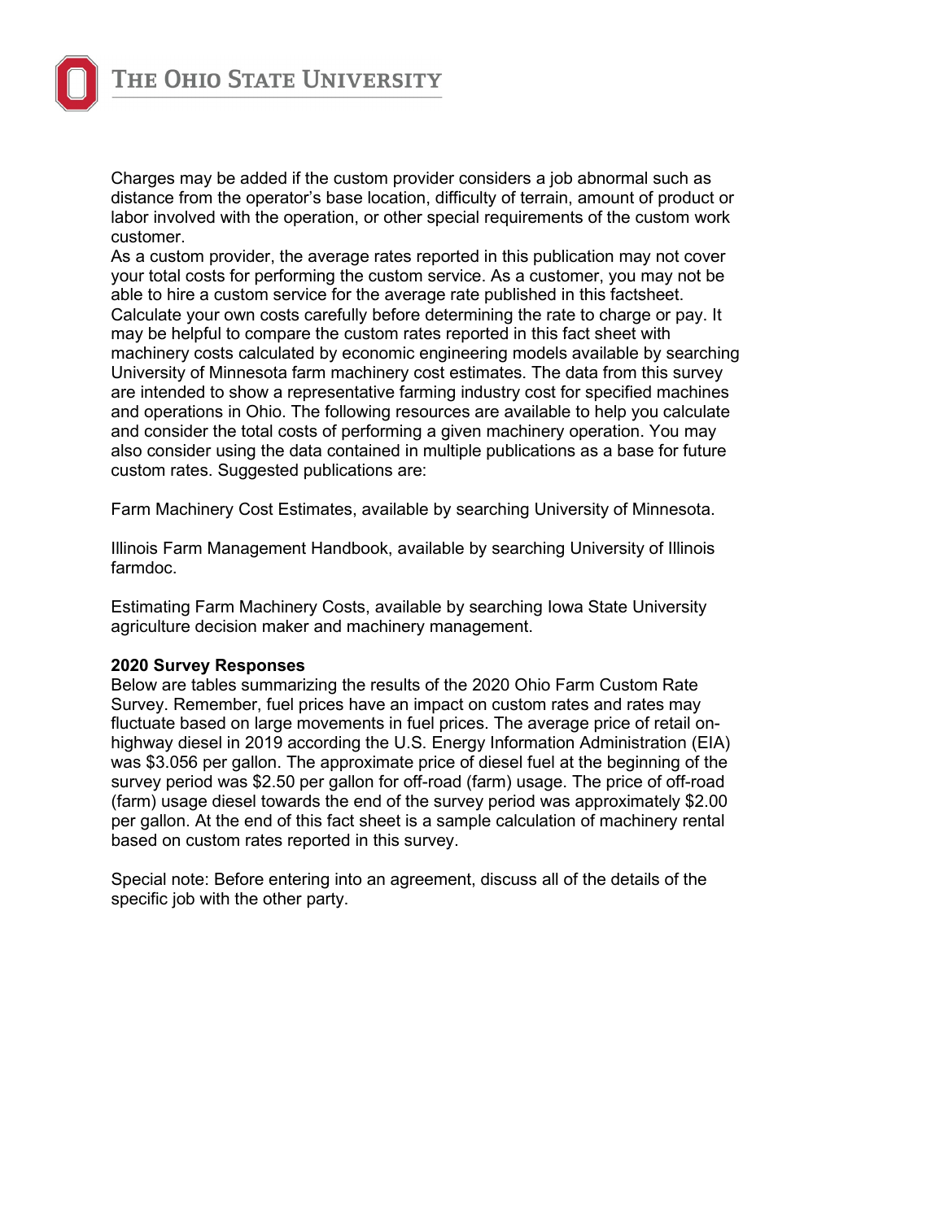Charges may be added if the custom provider considers a job abnormal such as distance from the operator's base location, difficulty of terrain, amount of product or labor involved with the operation, or other special requirements of the custom work customer.

As a custom provider, the average rates reported in this publication may not cover your total costs for performing the custom service. As a customer, you may not be able to hire a custom service for the average rate published in this factsheet. Calculate your own costs carefully before determining the rate to charge or pay. It may be helpful to compare the custom rates reported in this fact sheet with machinery costs calculated by economic engineering models available by searching University of Minnesota farm machinery cost estimates. The data from this survey are intended to show a representative farming industry cost for specified machines and operations in Ohio. The following resources are available to help you calculate and consider the total costs of performing a given machinery operation. You may also consider using the data contained in multiple publications as a base for future custom rates. Suggested publications are:

Farm Machinery Cost Estimates, available by searching University of Minnesota.

Illinois Farm Management Handbook, available by searching University of Illinois farmdoc.

Estimating Farm Machinery Costs, available by searching Iowa State University agriculture decision maker and machinery management.

**2020 Survey Responses**

Below are tables summarizing the results of the 2020 Ohio Farm Custom Rate Survey. Remember, fuel prices have an impact on custom rates and rates may fluctuate based on large movements in fuel prices. The average price of retail on-highway diesel in 2019 according the U.S. Energy Information Administration (EIA) was $3.056 per gallon. The approximate price of diesel fuel at the beginning of the survey period was $2.50 per gallon for off-road (farm) usage. The price of off-road (farm) usage diesel towards the end of the survey period was approximately $2.00 per gallon. At the end of this fact sheet is a sample calculation of machinery rental based on custom rates reported in this survey.

Special note: Before entering into an agreement, discuss all of the details of the specific job with the other party.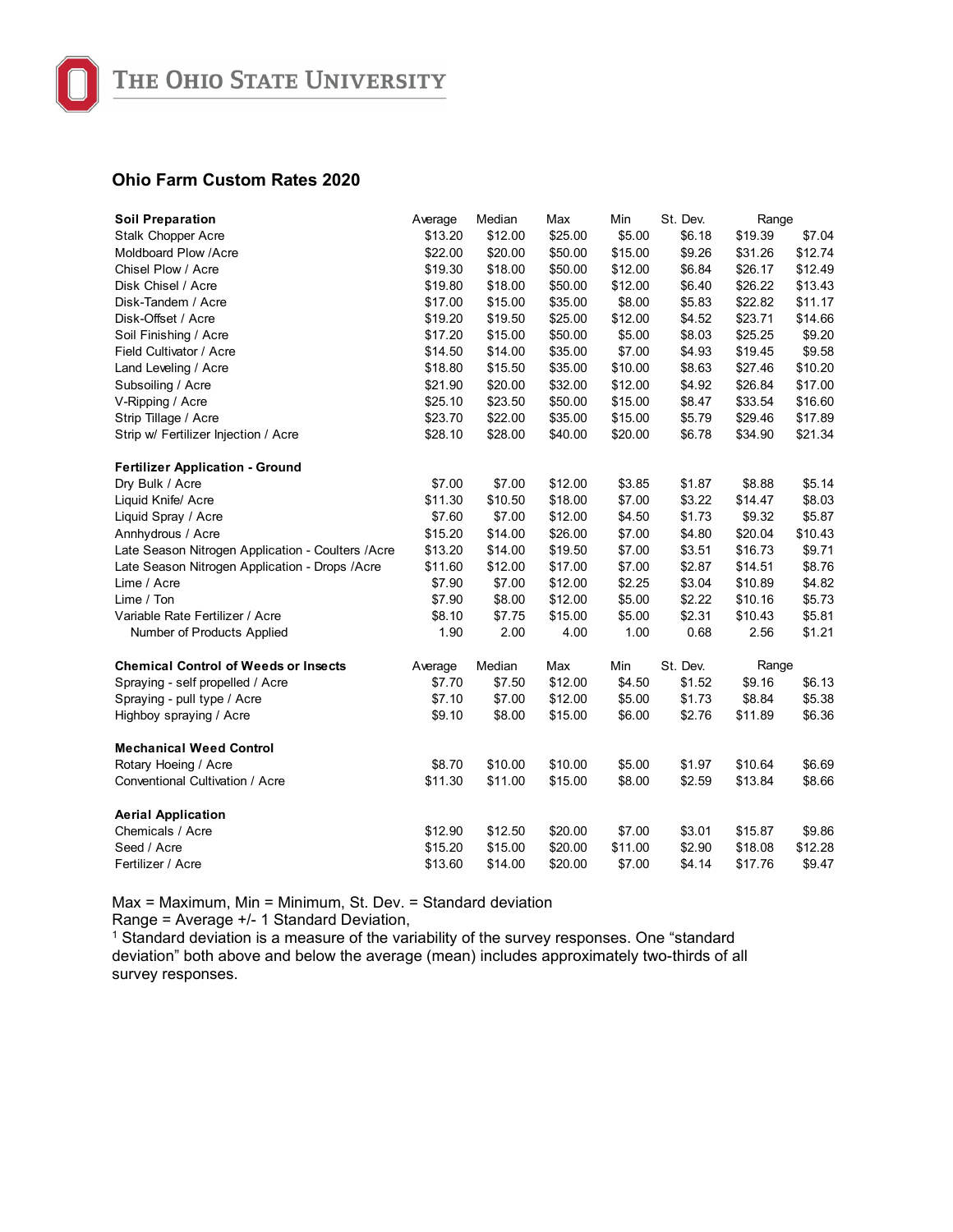## Ohio Farm Custom Rates 2020

| Soil Preparation | Average | Median | Max | Min | St. Dev. | Range | |
|---|---|---|---|---|---|---|---|
| Stalk Chopper Acre | $13.20 | $12.00 | $25.00 | $5.00 | $6.18 | $19.39 | $7.04 |
| Moldboard Plow /Acre | $22.00 | $20.00 | $50.00 | $15.00 | $9.26 | $31.26 | $12.74 |
| Chisel Plow / Acre | $19.30 | $18.00 | $50.00 | $12.00 | $6.84 | $26.17 | $12.49 |
| Disk Chisel / Acre | $19.80 | $18.00 | $50.00 | $12.00 | $6.40 | $26.22 | $13.43 |
| Disk-Tandem / Acre | $17.00 | $15.00 | $35.00 | $8.00 | $5.83 | $22.82 | $11.17 |
| Disk-Offset / Acre | $19.20 | $19.50 | $25.00 | $12.00 | $4.52 | $23.71 | $14.66 |
| Soil Finishing / Acre | $17.20 | $15.00 | $50.00 | $5.00 | $8.03 | $25.25 | $9.20 |
| Field Cultivator / Acre | $14.50 | $14.00 | $35.00 | $7.00 | $4.93 | $19.45 | $9.58 |
| Land Leveling / Acre | $18.80 | $15.50 | $35.00 | $10.00 | $8.63 | $27.46 | $10.20 |
| Subsoiling / Acre | $21.90 | $20.00 | $32.00 | $12.00 | $4.92 | $26.84 | $17.00 |
| V-Ripping / Acre | $25.10 | $23.50 | $50.00 | $15.00 | $8.47 | $33.54 | $16.60 |
| Strip Tillage / Acre | $23.70 | $22.00 | $35.00 | $15.00 | $5.79 | $29.46 | $17.89 |
| Strip w/ Fertilizer Injection / Acre | $28.10 | $28.00 | $40.00 | $20.00 | $6.78 | $34.90 | $21.34 |
| **Fertilizer Application - Ground** | | | | | | | |
| Dry Bulk / Acre | $7.00 | $7.00 | $12.00 | $3.85 | $1.87 | $8.88 | $5.14 |
| Liquid Knife/ Acre | $11.30 | $10.50 | $18.00 | $7.00 | $3.22 | $14.47 | $8.03 |
| Liquid Spray / Acre | $7.60 | $7.00 | $12.00 | $4.50 | $1.73 | $9.32 | $5.87 |
| Annhydrous / Acre | $15.20 | $14.00 | $26.00 | $7.00 | $4.80 | $20.04 | $10.43 |
| Late Season Nitrogen Application - Coulters /Acre | $13.20 | $14.00 | $19.50 | $7.00 | $3.51 | $16.73 | $9.71 |
| Late Season Nitrogen Application - Drops /Acre | $11.60 | $12.00 | $17.00 | $7.00 | $2.87 | $14.51 | $8.76 |
| Lime / Acre | $7.90 | $7.00 | $12.00 | $2.25 | $3.04 | $10.89 | $4.82 |
| Lime / Ton | $7.90 | $8.00 | $12.00 | $5.00 | $2.22 | $10.16 | $5.73 |
| Variable Rate Fertilizer / Acre | $8.10 | $7.75 | $15.00 | $5.00 | $2.31 | $10.43 | $5.81 |
| Number of Products Applied | 1.90 | 2.00 | 4.00 | 1.00 | 0.68 | 2.56 | $1.21 |

| Chemical Control of Weeds or Insects | Average | Median | Max | Min | St. Dev. | Range | |
|---|---|---|---|---|---|---|---|
| Spraying - self propelled / Acre | $7.70 | $7.50 | $12.00 | $4.50 | $1.52 | $9.16 | $6.13 |
| Spraying - pull type / Acre | $7.10 | $7.00 | $12.00 | $5.00 | $1.73 | $8.84 | $5.38 |
| Highboy spraying / Acre | $9.10 | $8.00 | $15.00 | $6.00 | $2.76 | $11.89 | $6.36 |
| **Mechanical Weed Control** | | | | | | | |
| Rotary Hoeing / Acre | $8.70 | $10.00 | $10.00 | $5.00 | $1.97 | $10.64 | $6.69 |
| Conventional Cultivation / Acre | $11.30 | $11.00 | $15.00 | $8.00 | $2.59 | $13.84 | $8.66 |
| **Aerial Application** | | | | | | | |
| Chemicals / Acre | $12.90 | $12.50 | $20.00 | $7.00 | $3.01 | $15.87 | $9.86 |
| Seed / Acre | $15.20 | $15.00 | $20.00 | $11.00 | $2.90 | $18.08 | $12.28 |
| Fertilizer / Acre | $13.60 | $14.00 | $20.00 | $7.00 | $4.14 | $17.76 | $9.47 |

Max = Maximum, Min = Minimum, St. Dev. = Standard deviation
Range = Average +/- 1 Standard Deviation,
[1] Standard deviation is a measure of the variability of the survey responses. One "standard deviation" both above and below the average (mean) includes approximately two-thirds of all survey responses.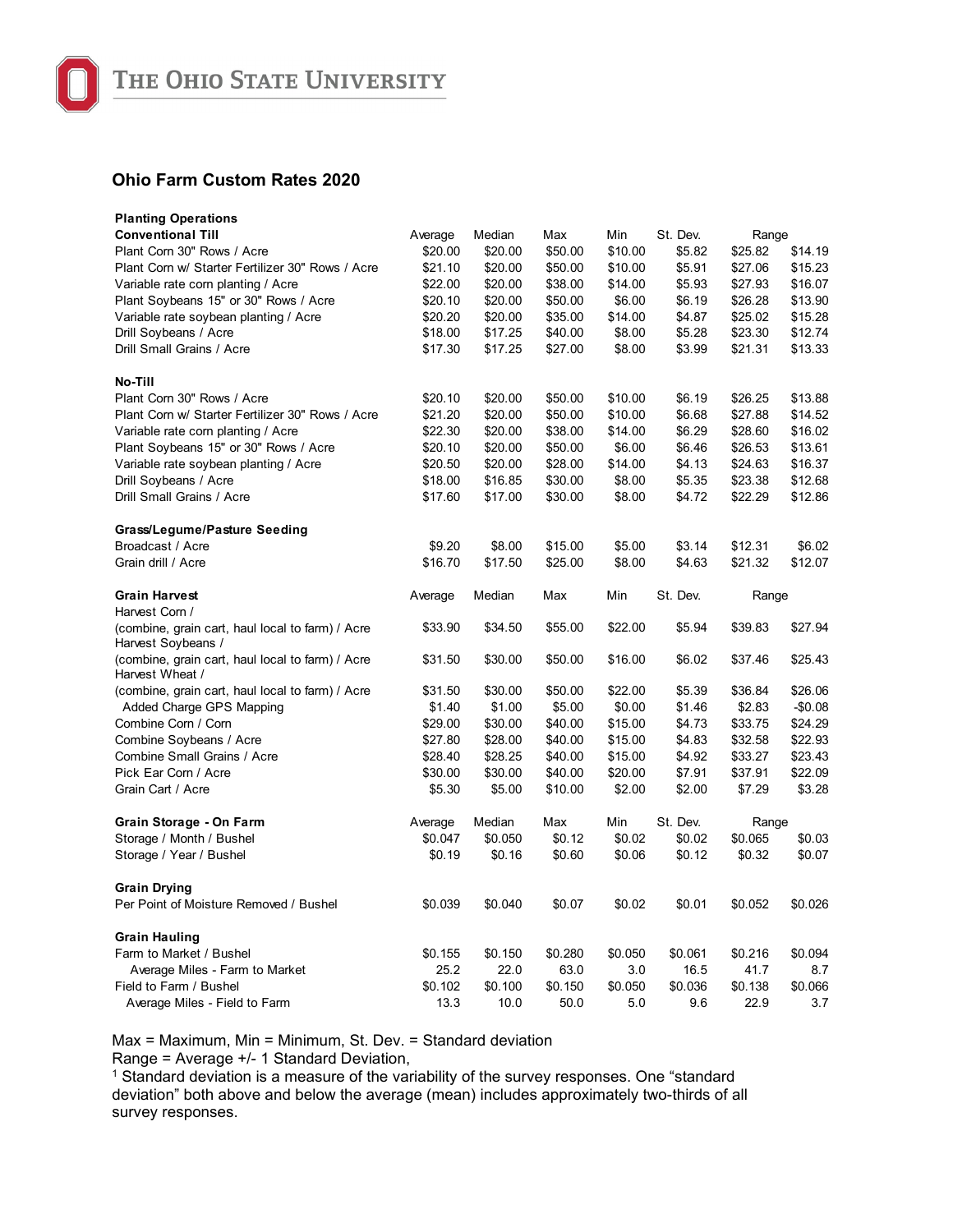## Ohio Farm Custom Rates 2020

| Planting Operations | | | | | | | |
|---|---|---|---|---|---|---|---|
| **Conventional Till** | Average | Median | Max | Min | St. Dev. | Range | |
| Plant Corn 30" Rows / Acre | $20.00 | $20.00 | $50.00 | $10.00 | $5.82 | $25.82 | $14.19 |
| Plant Corn w/ Starter Fertilizer 30" Rows / Acre | $21.10 | $20.00 | $50.00 | $10.00 | $5.91 | $27.06 | $15.23 |
| Variable rate corn planting / Acre | $22.00 | $20.00 | $38.00 | $14.00 | $5.93 | $27.93 | $16.07 |
| Plant Soybeans 15" or 30" Rows / Acre | $20.10 | $20.00 | $50.00 | $6.00 | $6.19 | $26.28 | $13.90 |
| Variable rate soybean planting / Acre | $20.20 | $20.00 | $35.00 | $14.00 | $4.87 | $25.02 | $15.28 |
| Drill Soybeans / Acre | $18.00 | $17.25 | $40.00 | $8.00 | $5.28 | $23.30 | $12.74 |
| Drill Small Grains / Acre | $17.30 | $17.25 | $27.00 | $8.00 | $3.99 | $21.31 | $13.33 |
| **No-Till** | | | | | | | |
| Plant Corn 30" Rows / Acre | $20.10 | $20.00 | $50.00 | $10.00 | $6.19 | $26.25 | $13.88 |
| Plant Corn w/ Starter Fertilizer 30" Rows / Acre | $21.20 | $20.00 | $50.00 | $10.00 | $6.68 | $27.88 | $14.52 |
| Variable rate corn planting / Acre | $22.30 | $20.00 | $38.00 | $14.00 | $6.29 | $28.60 | $16.02 |
| Plant Soybeans 15" or 30" Rows / Acre | $20.10 | $20.00 | $50.00 | $6.00 | $6.46 | $26.53 | $13.61 |
| Variable rate soybean planting / Acre | $20.50 | $20.00 | $28.00 | $14.00 | $4.13 | $24.63 | $16.37 |
| Drill Soybeans / Acre | $18.00 | $16.85 | $30.00 | $8.00 | $5.35 | $23.38 | $12.68 |
| Drill Small Grains / Acre | $17.60 | $17.00 | $30.00 | $8.00 | $4.72 | $22.29 | $12.86 |
| **Grass/Legume/Pasture Seeding** | | | | | | | |
| Broadcast / Acre | $9.20 | $8.00 | $15.00 | $5.00 | $3.14 | $12.31 | $6.02 |
| Grain drill / Acre | $16.70 | $17.50 | $25.00 | $8.00 | $4.63 | $21.32 | $12.07 |

| **Grain Harvest** | Average | Median | Max | Min | St. Dev. | Range | |
|---|---|---|---|---|---|---|---|
| Harvest Corn / (combine, grain cart, haul local to farm) / Acre | $33.90 | $34.50 | $55.00 | $22.00 | $5.94 | $39.83 | $27.94 |
| Harvest Soybeans / (combine, grain cart, haul local to farm) / Acre | $31.50 | $30.00 | $50.00 | $16.00 | $6.02 | $37.46 | $25.43 |
| Harvest Wheat / (combine, grain cart, haul local to farm) / Acre | $31.50 | $30.00 | $50.00 | $22.00 | $5.39 | $36.84 | $26.06 |
| Added Charge GPS Mapping | $1.40 | $1.00 | $5.00 | $0.00 | $1.46 | $2.83 | -$0.08 |
| Combine Corn / Corn | $29.00 | $30.00 | $40.00 | $15.00 | $4.73 | $33.75 | $24.29 |
| Combine Soybeans / Acre | $27.80 | $28.00 | $40.00 | $15.00 | $4.83 | $32.58 | $22.93 |
| Combine Small Grains / Acre | $28.40 | $28.25 | $40.00 | $15.00 | $4.92 | $33.27 | $23.43 |
| Pick Ear Corn / Acre | $30.00 | $30.00 | $40.00 | $20.00 | $7.91 | $37.91 | $22.09 |
| Grain Cart / Acre | $5.30 | $5.00 | $10.00 | $2.00 | $2.00 | $7.29 | $3.28 |

| **Grain Storage - On Farm** | Average | Median | Max | Min | St. Dev. | Range | |
|---|---|---|---|---|---|---|---|
| Storage / Month / Bushel | $0.047 | $0.050 | $0.12 | $0.02 | $0.02 | $0.065 | $0.03 |
| Storage / Year / Bushel | $0.19 | $0.16 | $0.60 | $0.06 | $0.12 | $0.32 | $0.07 |
| **Grain Drying** | | | | | | | |
| Per Point of Moisture Removed / Bushel | $0.039 | $0.040 | $0.07 | $0.02 | $0.01 | $0.052 | $0.026 |
| **Grain Hauling** | | | | | | | |
| Farm to Market / Bushel | $0.155 | $0.150 | $0.280 | $0.050 | $0.061 | $0.216 | $0.094 |
| Average Miles - Farm to Market | 25.2 | 22.0 | 63.0 | 3.0 | 16.5 | 41.7 | 8.7 |
| Field to Farm / Bushel | $0.102 | $0.100 | $0.150 | $0.050 | $0.036 | $0.138 | $0.066 |
| Average Miles - Field to Farm | 13.3 | 10.0 | 50.0 | 5.0 | 9.6 | 22.9 | 3.7 |

Max = Maximum, Min = Minimum, St. Dev. = Standard deviation
Range = Average +/- 1 Standard Deviation,
[1] Standard deviation is a measure of the variability of the survey responses. One "standard deviation" both above and below the average (mean) includes approximately two-thirds of all survey responses.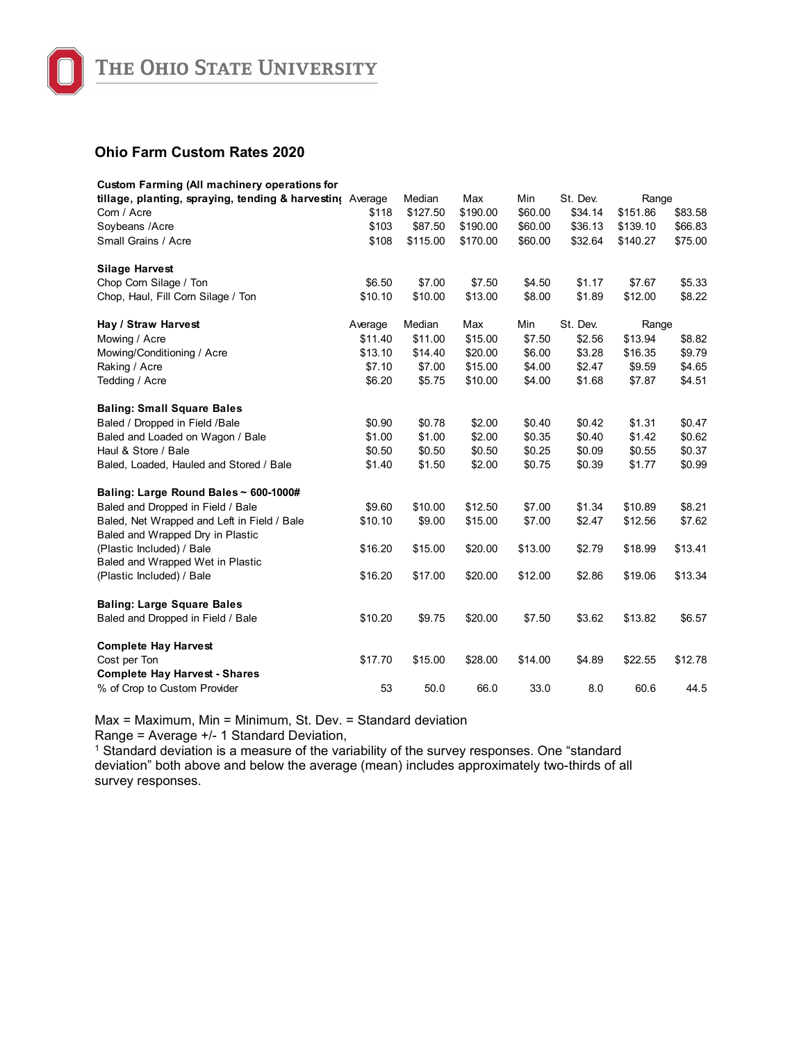# Ohio Farm Custom Rates 2020

| Custom Farming (All machinery operations for tillage, planting, spraying, tending & harvesting) | Average | Median | Max | Min | St. Dev. | Range | |
|---|---|---|---|---|---|---|---|
| Corn / Acre | $118 | $127.50 | $190.00 | $60.00 | $34.14 | $151.86 | $83.58 |
| Soybeans /Acre | $103 | $87.50 | $190.00 | $60.00 | $36.13 | $139.10 | $66.83 |
| Small Grains / Acre | $108 | $115.00 | $170.00 | $60.00 | $32.64 | $140.27 | $75.00 |
| **Silage Harvest** | | | | | | | |
| Chop Corn Silage / Ton | $6.50 | $7.00 | $7.50 | $4.50 | $1.17 | $7.67 | $5.33 |
| Chop, Haul, Fill Corn Silage / Ton | $10.10 | $10.00 | $13.00 | $8.00 | $1.89 | $12.00 | $8.22 |
| **Hay / Straw Harvest** | Average | Median | Max | Min | St. Dev. | Range | |
| Mowing / Acre | $11.40 | $11.00 | $15.00 | $7.50 | $2.56 | $13.94 | $8.82 |
| Mowing/Conditioning / Acre | $13.10 | $14.40 | $20.00 | $6.00 | $3.28 | $16.35 | $9.79 |
| Raking / Acre | $7.10 | $7.00 | $15.00 | $4.00 | $2.47 | $9.59 | $4.65 |
| Tedding / Acre | $6.20 | $5.75 | $10.00 | $4.00 | $1.68 | $7.87 | $4.51 |
| **Baling: Small Square Bales** | | | | | | | |
| Baled / Dropped in Field /Bale | $0.90 | $0.78 | $2.00 | $0.40 | $0.42 | $1.31 | $0.47 |
| Baled and Loaded on Wagon / Bale | $1.00 | $1.00 | $2.00 | $0.35 | $0.40 | $1.42 | $0.62 |
| Haul & Store / Bale | $0.50 | $0.50 | $0.50 | $0.25 | $0.09 | $0.55 | $0.37 |
| Baled, Loaded, Hauled and Stored / Bale | $1.40 | $1.50 | $2.00 | $0.75 | $0.39 | $1.77 | $0.99 |
| **Baling: Large Round Bales ~ 600-1000#** | | | | | | | |
| Baled and Dropped in Field / Bale | $9.60 | $10.00 | $12.50 | $7.00 | $1.34 | $10.89 | $8.21 |
| Baled, Net Wrapped and Left in Field / Bale | $10.10 | $9.00 | $15.00 | $7.00 | $2.47 | $12.56 | $7.62 |
| Baled and Wrapped Dry in Plastic (Plastic Included) / Bale | $16.20 | $15.00 | $20.00 | $13.00 | $2.79 | $18.99 | $13.41 |
| Baled and Wrapped Wet in Plastic (Plastic Included) / Bale | $16.20 | $17.00 | $20.00 | $12.00 | $2.86 | $19.06 | $13.34 |
| **Baling: Large Square Bales** | | | | | | | |
| Baled and Dropped in Field / Bale | $10.20 | $9.75 | $20.00 | $7.50 | $3.62 | $13.82 | $6.57 |
| **Complete Hay Harvest** | | | | | | | |
| Cost per Ton | $17.70 | $15.00 | $28.00 | $14.00 | $4.89 | $22.55 | $12.78 |
| **Complete Hay Harvest - Shares** | | | | | | | |
| % of Crop to Custom Provider | 53 | 50.0 | 66.0 | 33.0 | 8.0 | 60.6 | 44.5 |

Max = Maximum, Min = Minimum, St. Dev. = Standard deviation

Range = Average +/- 1 Standard Deviation,

[1] Standard deviation is a measure of the variability of the survey responses. One "standard deviation" both above and below the average (mean) includes approximately two-thirds of all survey responses.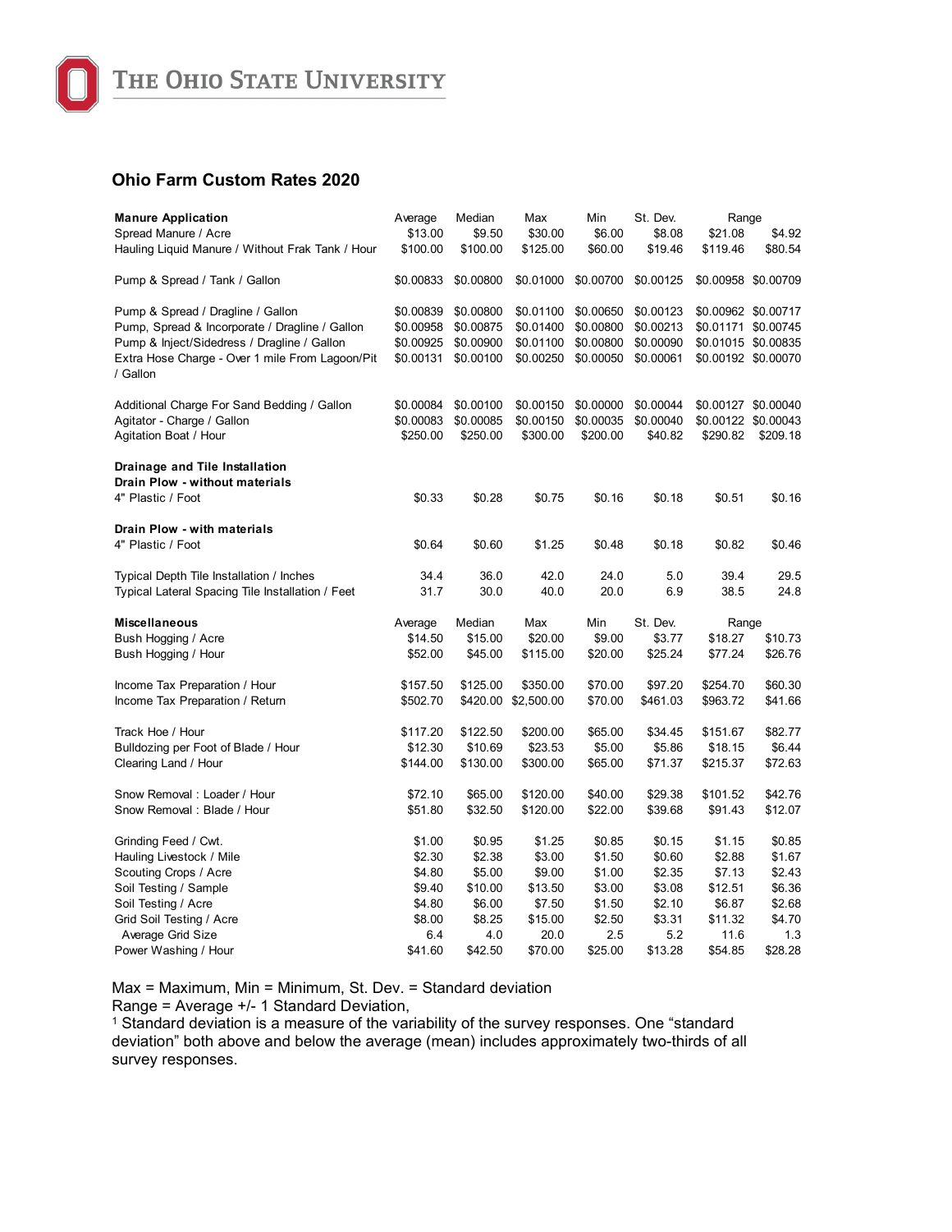## Ohio Farm Custom Rates 2020

| Manure Application | Average | Median | Max | Min | St. Dev. | Range | |
|---|---|---|---|---|---|---|---|
| Spread Manure / Acre | $13.00 | $9.50 | $30.00 | $6.00 | $8.08 | $21.08 | $4.92 |
| Hauling Liquid Manure / Without Frak Tank / Hour | $100.00 | $100.00 | $125.00 | $60.00 | $19.46 | $119.46 | $80.54 |
| Pump & Spread / Tank / Gallon | $0.00833 | $0.00800 | $0.01000 | $0.00700 | $0.00125 | $0.00958 | $0.00709 |
| Pump & Spread / Dragline / Gallon | $0.00839 | $0.00800 | $0.01100 | $0.00650 | $0.00123 | $0.00962 | $0.00717 |
| Pump, Spread & Incorporate / Dragline / Gallon | $0.00958 | $0.00875 | $0.01400 | $0.00800 | $0.00213 | $0.01171 | $0.00745 |
| Pump & Inject/Sidedress / Dragline / Gallon | $0.00925 | $0.00900 | $0.01100 | $0.00800 | $0.00090 | $0.01015 | $0.00835 |
| Extra Hose Charge - Over 1 mile From Lagoon/Pit / Gallon | $0.00131 | $0.00100 | $0.00250 | $0.00050 | $0.00061 | $0.00192 | $0.00070 |
| Additional Charge For Sand Bedding / Gallon | $0.00084 | $0.00100 | $0.00150 | $0.00000 | $0.00044 | $0.00127 | $0.00040 |
| Agitator - Charge / Gallon | $0.00083 | $0.00085 | $0.00150 | $0.00035 | $0.00040 | $0.00122 | $0.00043 |
| Agitation Boat / Hour | $250.00 | $250.00 | $300.00 | $200.00 | $40.82 | $290.82 | $209.18 |
| **Drainage and Tile Installation** | | | | | | | |
| **Drain Plow - without materials** | | | | | | | |
| 4" Plastic / Foot | $0.33 | $0.28 | $0.75 | $0.16 | $0.18 | $0.51 | $0.16 |
| **Drain Plow - with materials** | | | | | | | |
| 4" Plastic / Foot | $0.64 | $0.60 | $1.25 | $0.48 | $0.18 | $0.82 | $0.46 |
| Typical Depth Tile Installation / Inches | 34.4 | 36.0 | 42.0 | 24.0 | 5.0 | 39.4 | 29.5 |
| Typical Lateral Spacing Tile Installation / Feet | 31.7 | 30.0 | 40.0 | 20.0 | 6.9 | 38.5 | 24.8 |

| Miscellaneous | Average | Median | Max | Min | St. Dev. | Range | |
|---|---|---|---|---|---|---|---|
| Bush Hogging / Acre | $14.50 | $15.00 | $20.00 | $9.00 | $3.77 | $18.27 | $10.73 |
| Bush Hogging / Hour | $52.00 | $45.00 | $115.00 | $20.00 | $25.24 | $77.24 | $26.76 |
| Income Tax Preparation / Hour | $157.50 | $125.00 | $350.00 | $70.00 | $97.20 | $254.70 | $60.30 |
| Income Tax Preparation / Return | $502.70 | $420.00 | $2,500.00 | $70.00 | $461.03 | $963.72 | $41.66 |
| Track Hoe / Hour | $117.20 | $122.50 | $200.00 | $65.00 | $34.45 | $151.67 | $82.77 |
| Bulldozing per Foot of Blade / Hour | $12.30 | $10.69 | $23.53 | $5.00 | $5.86 | $18.15 | $6.44 |
| Clearing Land / Hour | $144.00 | $130.00 | $300.00 | $65.00 | $71.37 | $215.37 | $72.63 |
| Snow Removal : Loader / Hour | $72.10 | $65.00 | $120.00 | $40.00 | $29.38 | $101.52 | $42.76 |
| Snow Removal : Blade / Hour | $51.80 | $32.50 | $120.00 | $22.00 | $39.68 | $91.43 | $12.07 |
| Grinding Feed / Cwt. | $1.00 | $0.95 | $1.25 | $0.85 | $0.15 | $1.15 | $0.85 |
| Hauling Livestock / Mile | $2.30 | $2.38 | $3.00 | $1.50 | $0.60 | $2.88 | $1.67 |
| Scouting Crops / Acre | $4.80 | $5.00 | $9.00 | $1.00 | $2.35 | $7.13 | $2.43 |
| Soil Testing / Sample | $9.40 | $10.00 | $13.50 | $3.00 | $3.08 | $12.51 | $6.36 |
| Soil Testing / Acre | $4.80 | $6.00 | $7.50 | $1.50 | $2.10 | $6.87 | $2.68 |
| Grid Soil Testing / Acre | $8.00 | $8.25 | $15.00 | $2.50 | $3.31 | $11.32 | $4.70 |
| Average Grid Size | 6.4 | 4.0 | 20.0 | 2.5 | 5.2 | 11.6 | 1.3 |
| Power Washing / Hour | $41.60 | $42.50 | $70.00 | $25.00 | $13.28 | $54.85 | $28.28 |

Max = Maximum, Min = Minimum, St. Dev. = Standard deviation
Range = Average +/- 1 Standard Deviation,
[1] Standard deviation is a measure of the variability of the survey responses. One "standard deviation" both above and below the average (mean) includes approximately two-thirds of all survey responses.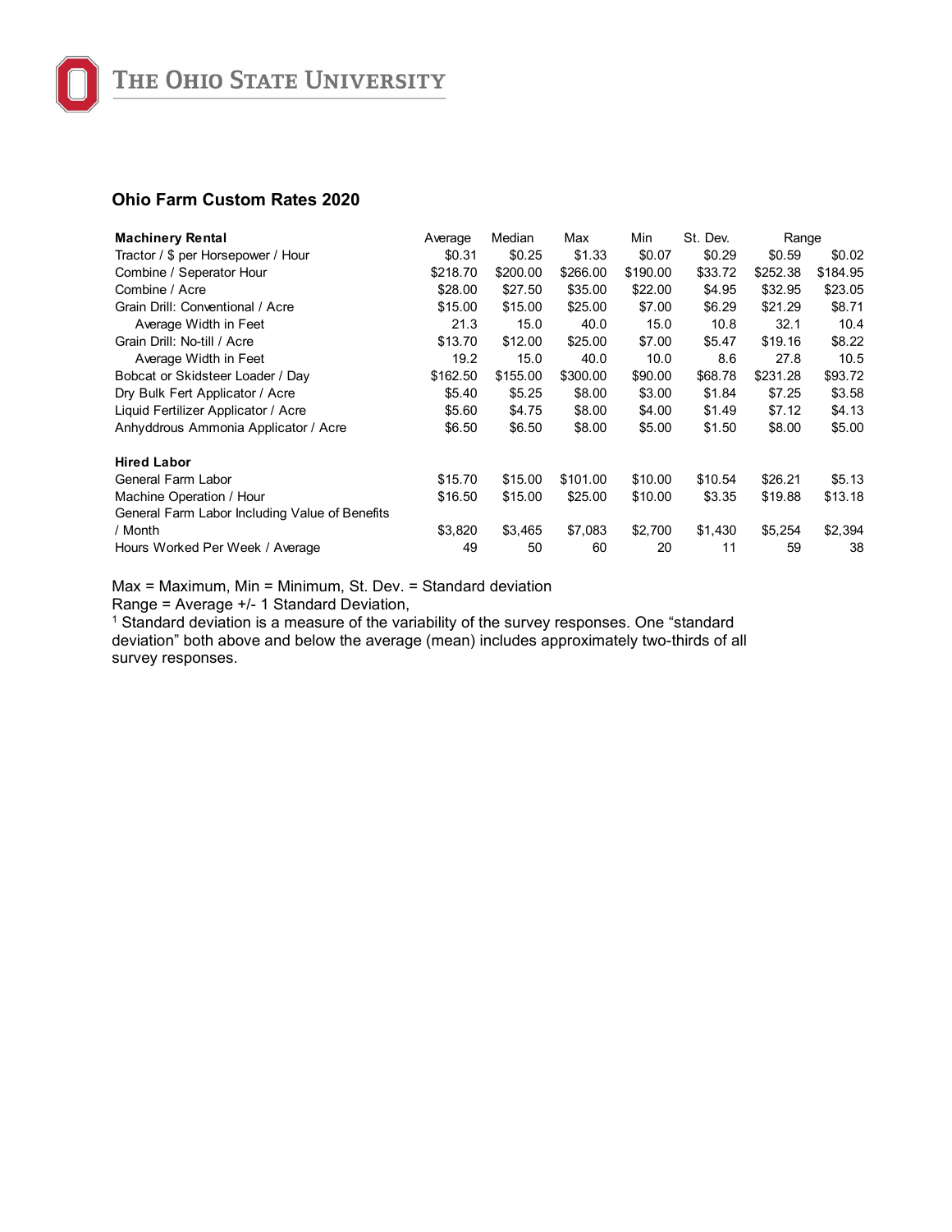## Ohio Farm Custom Rates 2020

| Machinery Rental | Average | Median | Max | Min | St. Dev. | Range | |
|---|---|---|---|---|---|---|---|
| Tractor / $ per Horsepower / Hour | $0.31 | $0.25 | $1.33 | $0.07 | $0.29 | $0.59 | $0.02 |
| Combine / Seperator Hour | $218.70 | $200.00 | $266.00 | $190.00 | $33.72 | $252.38 | $184.95 |
| Combine / Acre | $28.00 | $27.50 | $35.00 | $22.00 | $4.95 | $32.95 | $23.05 |
| Grain Drill: Conventional / Acre | $15.00 | $15.00 | $25.00 | $7.00 | $6.29 | $21.29 | $8.71 |
| Average Width in Feet | 21.3 | 15.0 | 40.0 | 15.0 | 10.8 | 32.1 | 10.4 |
| Grain Drill: No-till / Acre | $13.70 | $12.00 | $25.00 | $7.00 | $5.47 | $19.16 | $8.22 |
| Average Width in Feet | 19.2 | 15.0 | 40.0 | 10.0 | 8.6 | 27.8 | 10.5 |
| Bobcat or Skidsteer Loader / Day | $162.50 | $155.00 | $300.00 | $90.00 | $68.78 | $231.28 | $93.72 |
| Dry Bulk Fert Applicator / Acre | $5.40 | $5.25 | $8.00 | $3.00 | $1.84 | $7.25 | $3.58 |
| Liquid Fertilizer Applicator / Acre | $5.60 | $4.75 | $8.00 | $4.00 | $1.49 | $7.12 | $4.13 |
| Anhyddrous Ammonia Applicator / Acre | $6.50 | $6.50 | $8.00 | $5.00 | $1.50 | $8.00 | $5.00 |
| **Hired Labor** | | | | | | | |
| General Farm Labor | $15.70 | $15.00 | $101.00 | $10.00 | $10.54 | $26.21 | $5.13 |
| Machine Operation / Hour | $16.50 | $15.00 | $25.00 | $10.00 | $3.35 | $19.88 | $13.18 |
| General Farm Labor Including Value of Benefits / Month | $3,820 | $3,465 | $7,083 | $2,700 | $1,430 | $5,254 | $2,394 |
| Hours Worked Per Week / Average | 49 | 50 | 60 | 20 | 11 | 59 | 38 |

Max = Maximum, Min = Minimum, St. Dev. = Standard deviation
Range = Average +/- 1 Standard Deviation,
[1] Standard deviation is a measure of the variability of the survey responses. One "standard deviation" both above and below the average (mean) includes approximately two-thirds of all survey responses.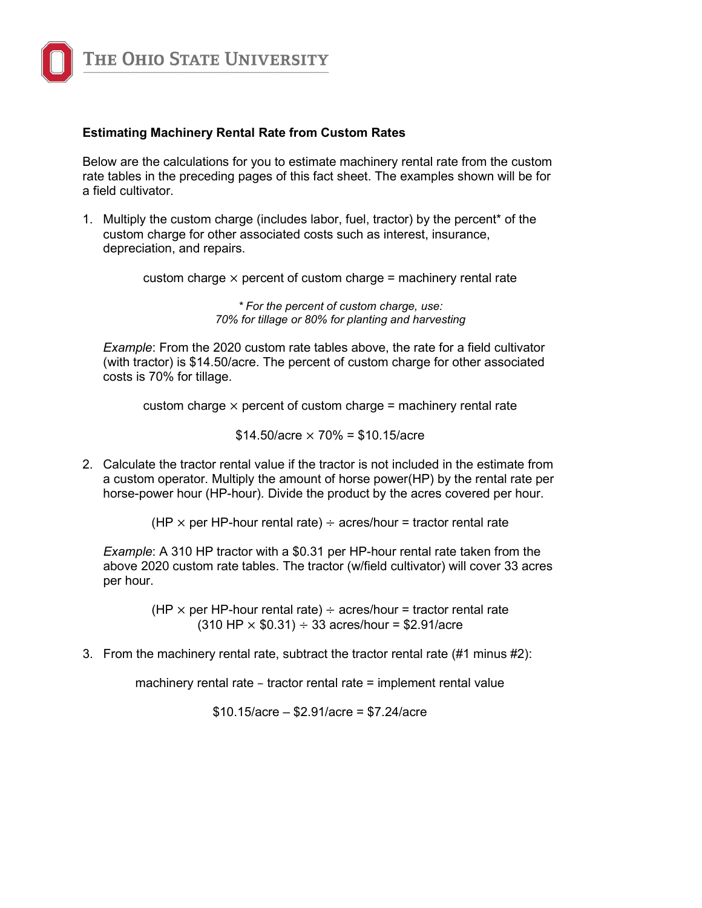**Estimating Machinery Rental Rate from Custom Rates**

Below are the calculations for you to estimate machinery rental rate from the custom rate tables in the preceding pages of this fact sheet. The examples shown will be for a field cultivator.

1. Multiply the custom charge (includes labor, fuel, tractor) by the percent* of the custom charge for other associated costs such as interest, insurance, depreciation, and repairs.

   $$\text{custom charge} \times \text{percent of custom charge} = \text{machinery rental rate}$$

   *\* For the percent of custom charge, use:*
   *70% for tillage or 80% for planting and harvesting*

   *Example*: From the 2020 custom rate tables above, the rate for a field cultivator (with tractor) is \$14.50/acre. The percent of custom charge for other associated costs is 70% for tillage.

   $$\text{custom charge} \times \text{percent of custom charge} = \text{machinery rental rate}$$

   $$\$14.50\text{/acre} \times 70\% = \$10.15\text{/acre}$$

2. Calculate the tractor rental value if the tractor is not included in the estimate from a custom operator. Multiply the amount of horse power(HP) by the rental rate per horse-power hour (HP-hour). Divide the product by the acres covered per hour.

   $$(\text{HP} \times \text{per HP-hour rental rate}) \div \text{acres/hour} = \text{tractor rental rate}$$

   *Example*: A 310 HP tractor with a \$0.31 per HP-hour rental rate taken from the above 2020 custom rate tables. The tractor (w/field cultivator) will cover 33 acres per hour.

   $$(\text{HP} \times \text{per HP-hour rental rate}) \div \text{acres/hour} = \text{tractor rental rate}$$
   $$(310\text{ HP} \times \$0.31) \div 33\text{ acres/hour} = \$2.91\text{/acre}$$

3. From the machinery rental rate, subtract the tractor rental rate (#1 minus #2):

   $$\text{machinery rental rate} - \text{tractor rental rate} = \text{implement rental value}$$

   $$\$10.15\text{/acre} - \$2.91\text{/acre} = \$7.24\text{/acre}$$